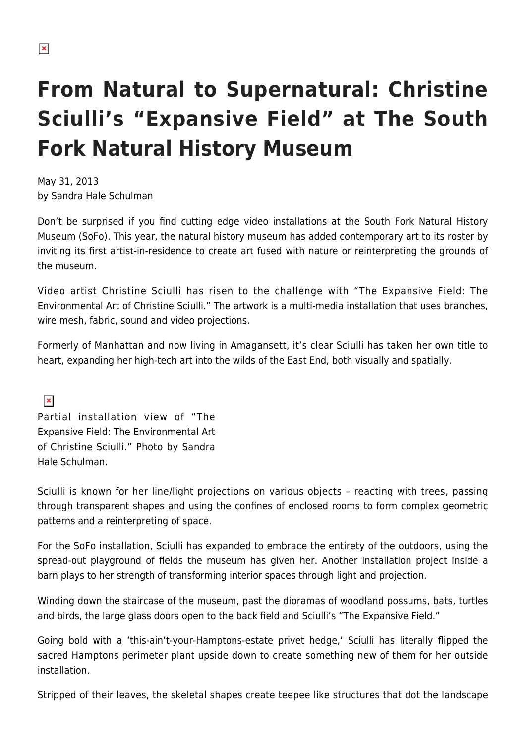# From Natural to Supernatural: Christine Sciulli's "Expansive Field" at The South Fork Natural History Museum

May 31, 2013
by Sandra Hale Schulman

Don't be surprised if you find cutting edge video installations at the South Fork Natural History Museum (SoFo). This year, the natural history museum has added contemporary art to its roster by inviting its first artist-in-residence to create art fused with nature or reinterpreting the grounds of the museum.

Video artist Christine Sciulli has risen to the challenge with "The Expansive Field: The Environmental Art of Christine Sciulli." The artwork is a multi-media installation that uses branches, wire mesh, fabric, sound and video projections.

Formerly of Manhattan and now living in Amagansett, it's clear Sciulli has taken her own title to heart, expanding her high-tech art into the wilds of the East End, both visually and spatially.

Partial installation view of "The Expansive Field: The Environmental Art of Christine Sciulli." Photo by Sandra Hale Schulman.

Sciulli is known for her line/light projections on various objects – reacting with trees, passing through transparent shapes and using the confines of enclosed rooms to form complex geometric patterns and a reinterpreting of space.

For the SoFo installation, Sciulli has expanded to embrace the entirety of the outdoors, using the spread-out playground of fields the museum has given her. Another installation project inside a barn plays to her strength of transforming interior spaces through light and projection.

Winding down the staircase of the museum, past the dioramas of woodland possums, bats, turtles and birds, the large glass doors open to the back field and Sciulli's "The Expansive Field."

Going bold with a 'this-ain't-your-Hamptons-estate privet hedge,' Sciulli has literally flipped the sacred Hamptons perimeter plant upside down to create something new of them for her outside installation.

Stripped of their leaves, the skeletal shapes create teepee like structures that dot the landscape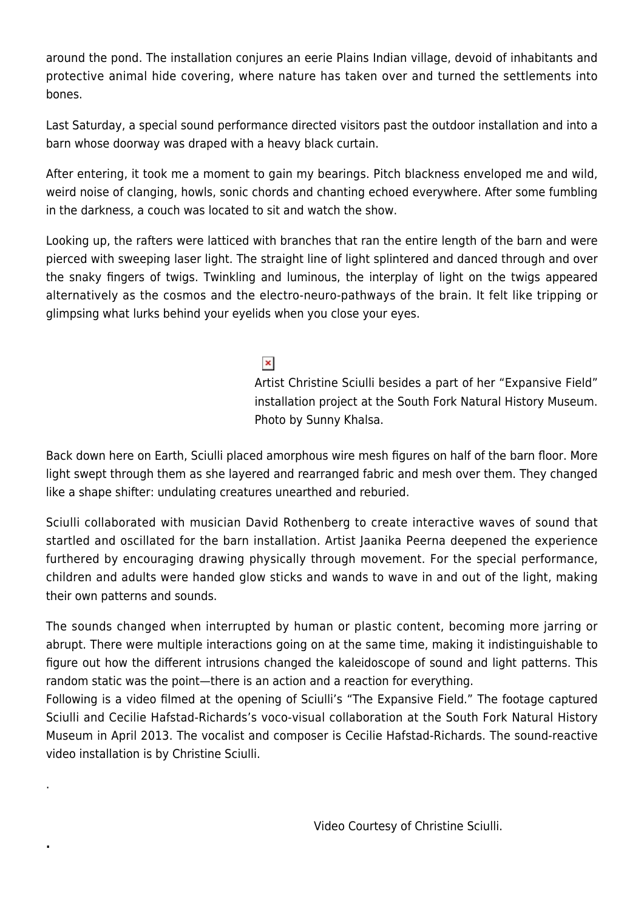around the pond. The installation conjures an eerie Plains Indian village, devoid of inhabitants and protective animal hide covering, where nature has taken over and turned the settlements into bones.

Last Saturday, a special sound performance directed visitors past the outdoor installation and into a barn whose doorway was draped with a heavy black curtain.

After entering, it took me a moment to gain my bearings. Pitch blackness enveloped me and wild, weird noise of clanging, howls, sonic chords and chanting echoed everywhere. After some fumbling in the darkness, a couch was located to sit and watch the show.

Looking up, the rafters were latticed with branches that ran the entire length of the barn and were pierced with sweeping laser light. The straight line of light splintered and danced through and over the snaky fingers of twigs. Twinkling and luminous, the interplay of light on the twigs appeared alternatively as the cosmos and the electro-neuro-pathways of the brain. It felt like tripping or glimpsing what lurks behind your eyelids when you close your eyes.

Artist Christine Sciulli besides a part of her "Expansive Field" installation project at the South Fork Natural History Museum. Photo by Sunny Khalsa.

Back down here on Earth, Sciulli placed amorphous wire mesh figures on half of the barn floor. More light swept through them as she layered and rearranged fabric and mesh over them. They changed like a shape shifter: undulating creatures unearthed and reburied.

Sciulli collaborated with musician David Rothenberg to create interactive waves of sound that startled and oscillated for the barn installation. Artist Jaanika Peerna deepened the experience furthered by encouraging drawing physically through movement. For the special performance, children and adults were handed glow sticks and wands to wave in and out of the light, making their own patterns and sounds.

The sounds changed when interrupted by human or plastic content, becoming more jarring or abrupt. There were multiple interactions going on at the same time, making it indistinguishable to figure out how the different intrusions changed the kaleidoscope of sound and light patterns. This random static was the point—there is an action and a reaction for everything.

Following is a video filmed at the opening of Sciulli's "The Expansive Field." The footage captured Sciulli and Cecilie Hafstad-Richards's voco-visual collaboration at the South Fork Natural History Museum in April 2013. The vocalist and composer is Cecilie Hafstad-Richards. The sound-reactive video installation is by Christine Sciulli.

Video Courtesy of Christine Sciulli.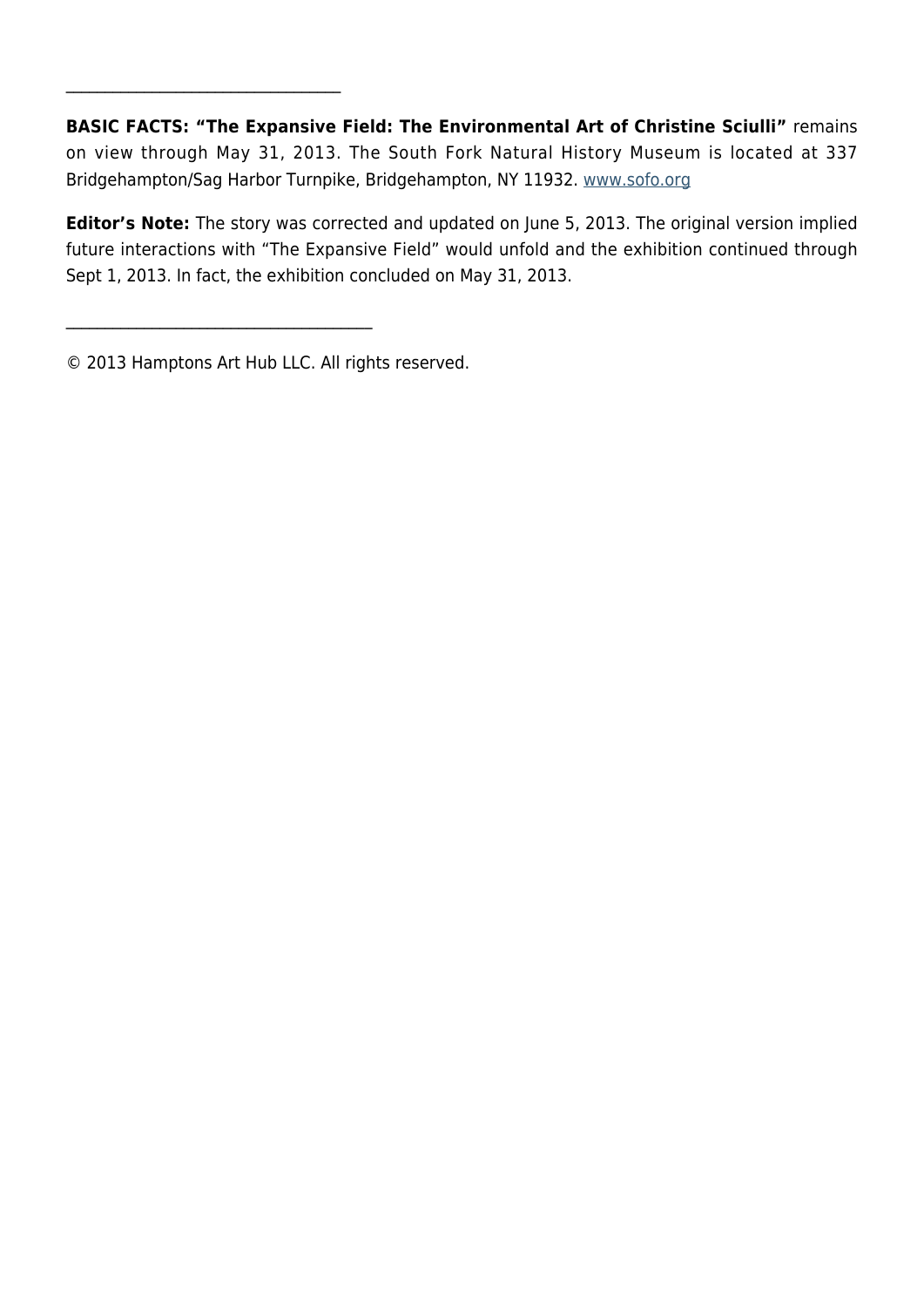________________________________

**BASIC FACTS: "The Expansive Field: The Environmental Art of Christine Sciulli"** remains on view through May 31, 2013. The South Fork Natural History Museum is located at 337 Bridgehampton/Sag Harbor Turnpike, Bridgehampton, NY 11932. www.sofo.org

**Editor's Note:** The story was corrected and updated on June 5, 2013. The original version implied future interactions with "The Expansive Field" would unfold and the exhibition continued through Sept 1, 2013. In fact, the exhibition concluded on May 31, 2013.

___________________________________

© 2013 Hamptons Art Hub LLC. All rights reserved.